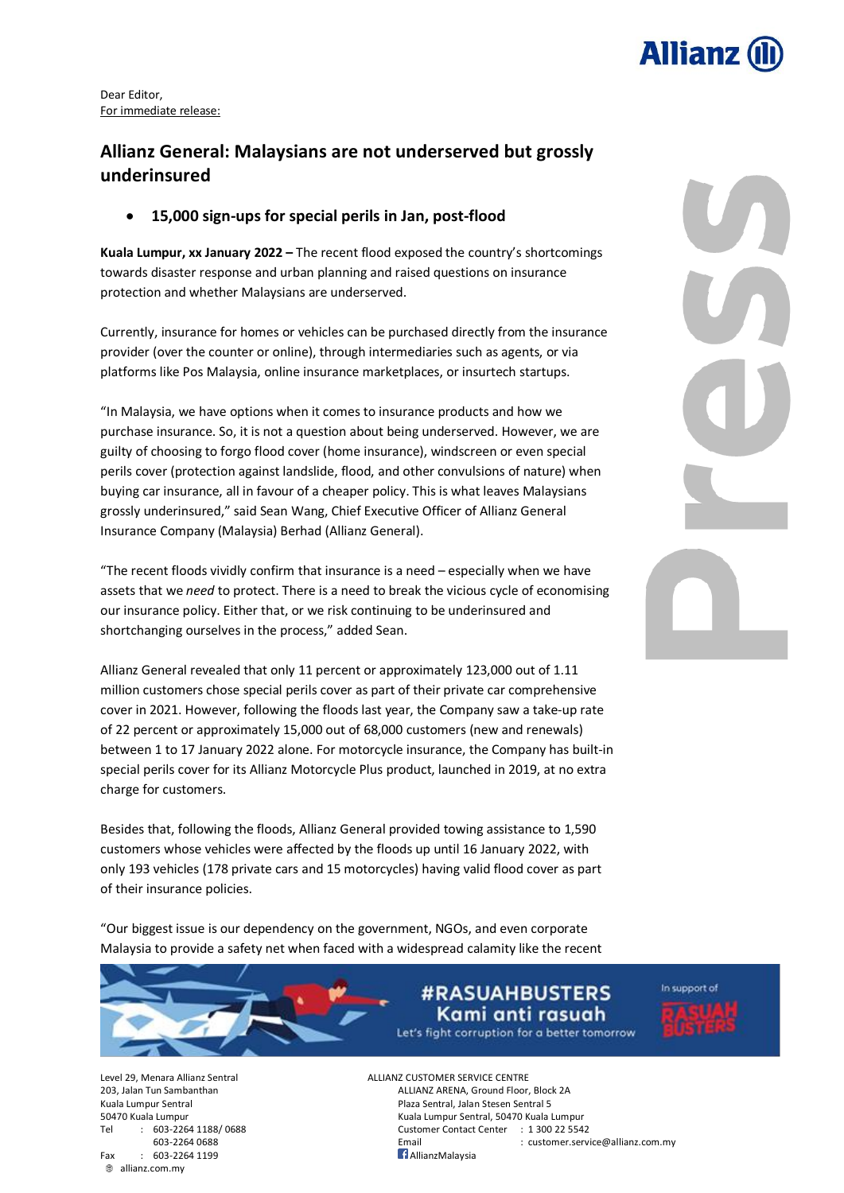Dear Editor,
For immediate release:

## Allianz General: Malysians are not underserved but grossly underinsured

- **15,000 sign-ups for special perils in Jan, post-flood**

**Kuala Lumpur, xx January 2022 –** The recent flood exposed the country's shortcomings towards disaster response and urban planning and raised questions on insurance protection and whether Malaysians are underserved.

Currently, insurance for homes or vehicles can be purchased directly from the insurance provider (over the counter or online), through intermediaries such as agents, or via platforms like Pos Malaysia, online insurance marketplaces, or insurtech startups.

"In Malaysia, we have options when it comes to insurance products and how we purchase insurance. So, it is not a question about being underserved. However, we are guilty of choosing to forgo flood cover (home insurance), windscreen or even special perils cover (protection against landslide, flood, and other convulsions of nature) when buying car insurance, all in favour of a cheaper policy. This is what leaves Malaysians grossly underinsured," said Sean Wang, Chief Executive Officer of Allianz General Insurance Company (Malaysia) Berhad (Allianz General).

"The recent floods vividly confirm that insurance is a need – especially when we have assets that we *need* to protect. There is a need to break the vicious cycle of economising our insurance policy. Either that, or we risk continuing to be underinsured and shortchanging ourselves in the process," added Sean.

Allianz General revealed that only 11 percent or approximately 123,000 out of 1.11 million customers chose special perils cover as part of their private car comprehensive cover in 2021. However, following the floods last year, the Company saw a take-up rate of 22 percent or approximately 15,000 out of 68,000 customers (new and renewals) between 1 to 17 January 2022 alone. For motorcycle insurance, the Company has built-in special perils cover for its Allianz Motorcycle Plus product, launched in 2019, at no extra charge for customers.

Besides that, following the floods, Allianz General provided towing assistance to 1,590 customers whose vehicles were affected by the floods up until 16 January 2022, with only 193 vehicles (178 private cars and 15 motorcycles) having valid flood cover as part of their insurance policies.

"Our biggest issue is our dependency on the government, NGOs, and even corporate Malaysia to provide a safety net when faced with a widespread calamity like the recent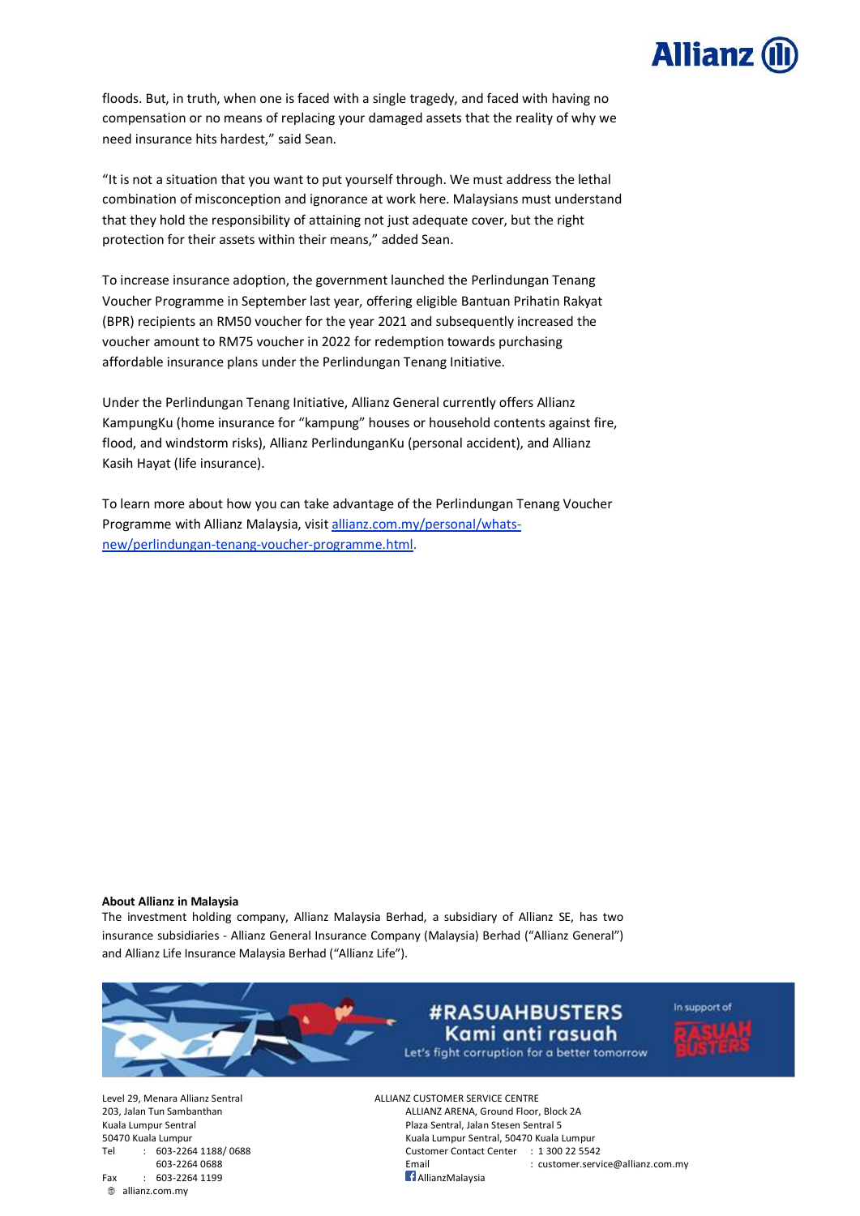floods. But, in truth, when one is faced with a single tragedy, and faced with having no compensation or no means of replacing your damaged assets that the reality of why we need insurance hits hardest," said Sean.

"It is not a situation that you want to put yourself through. We must address the lethal combination of misconception and ignorance at work here. Malaysians must understand that they hold the responsibility of attaining not just adequate cover, but the right protection for their assets within their means," added Sean.

To increase insurance adoption, the government launched the Perlindungan Tenang Voucher Programme in September last year, offering eligible Bantuan Prihatin Rakyat (BPR) recipients an RM50 voucher for the year 2021 and subsequently increased the voucher amount to RM75 voucher in 2022 for redemption towards purchasing affordable insurance plans under the Perlindungan Tenang Initiative.

Under the Perlindungan Tenang Initiative, Allianz General currently offers Allianz KampungKu (home insurance for "kampung" houses or household contents against fire, flood, and windstorm risks), Allianz PerlindunganKu (personal accident), and Allianz Kasih Hayat (life insurance).

To learn more about how you can take advantage of the Perlindungan Tenang Voucher Programme with Allianz Malaysia, visit [allianz.com.my/personal/whats-new/perlindungan-tenang-voucher-programme.html](allianz.com.my/personal/whats-new/perlindungan-tenang-voucher-programme.html).

**About Allianz in Malaysia**

The investment holding company, Allianz Malaysia Berhad, a subsidiary of Allianz SE, has two insurance subsidiaries - Allianz General Insurance Company (Malaysia) Berhad ("Allianz General") and Allianz Life Insurance Malaysia Berhad ("Allianz Life").

#RASUAHBUSTERS
Kami anti rasuah
Let's fight corruption for a better tomorrow

In support of RASUAH BUSTERS

Level 29, Menara Allianz Sentral
203, Jalan Tun Sambanthan
Kuala Lumpur Sentral
50470 Kuala Lumpur
Tel : 603-2264 1188/ 0688
603-2264 0688
Fax : 603-2264 1199
allianz.com.my

ALLIANZ CUSTOMER SERVICE CENTRE
ALLIANZ ARENA, Ground Floor, Block 2A
Plaza Sentral, Jalan Stesen Sentral 5
Kuala Lumpur Sentral, 50470 Kuala Lumpur
Customer Contact Center : 1 300 22 5542
Email : customer.service@allianz.com.my
AllianzMalaysia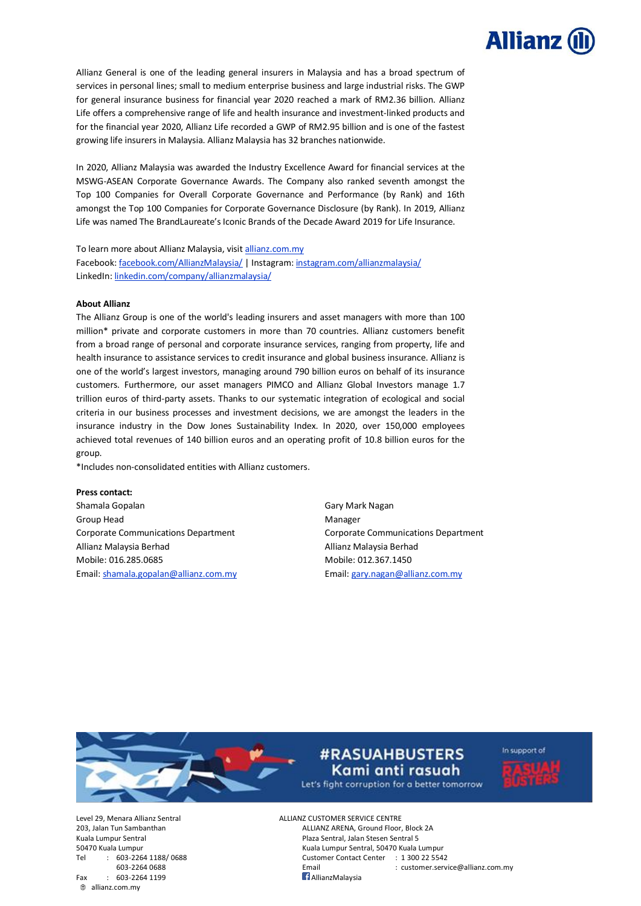Allianz General is one of the leading general insurers in Malaysia and has a broad spectrum of services in personal lines; small to medium enterprise business and large industrial risks. The GWP for general insurance business for financial year 2020 reached a mark of RM2.36 billion. Allianz Life offers a comprehensive range of life and health insurance and investment-linked products and for the financial year 2020, Allianz Life recorded a GWP of RM2.95 billion and is one of the fastest growing life insurers in Malaysia. Allianz Malaysia has 32 branches nationwide.

In 2020, Allianz Malaysia was awarded the Industry Excellence Award for financial services at the MSWG-ASEAN Corporate Governance Awards. The Company also ranked seventh amongst the Top 100 Companies for Overall Corporate Governance and Performance (by Rank) and 16th amongst the Top 100 Companies for Corporate Governance Disclosure (by Rank). In 2019, Allianz Life was named The BrandLaureate's Iconic Brands of the Decade Award 2019 for Life Insurance.

To learn more about Allianz Malaysia, visit allianz.com.my
Facebook: facebook.com/AllianzMalaysia/ | Instagram: instagram.com/allianzmalaysia/
LinkedIn: linkedin.com/company/allianzmalaysia/

**About Allianz**

The Allianz Group is one of the world's leading insurers and asset managers with more than 100 million* private and corporate customers in more than 70 countries. Allianz customers benefit from a broad range of personal and corporate insurance services, ranging from property, life and health insurance to assistance services to credit insurance and global business insurance. Allianz is one of the world's largest investors, managing around 790 billion euros on behalf of its insurance customers. Furthermore, our asset managers PIMCO and Allianz Global Investors manage 1.7 trillion euros of third-party assets. Thanks to our systematic integration of ecological and social criteria in our business processes and investment decisions, we are amongst the leaders in the insurance industry in the Dow Jones Sustainability Index. In 2020, over 150,000 employees achieved total revenues of 140 billion euros and an operating profit of 10.8 billion euros for the group.

*Includes non-consolidated entities with Allianz customers.

**Press contact:**

Shamala Gopalan
Group Head
Corporate Communications Department
Allianz Malaysia Berhad
Mobile: 016.285.0685
Email: shamala.gopalan@allianz.com.my

Gary Mark Nagan
Manager
Corporate Communications Department
Allianz Malaysia Berhad
Mobile: 012.367.1450
Email: gary.nagan@allianz.com.my

#RASUAHBUSTERS
Kami anti rasuah
Let's fight corruption for a better tomorrow
In support of RASUAH BUSTERS

Level 29, Menara Allianz Sentral
203, Jalan Tun Sambanthan
Kuala Lumpur Sentral
50470 Kuala Lumpur
Tel : 603-2264 1188/ 0688
603-2264 0688
Fax : 603-2264 1199
allianz.com.my

ALLIANZ CUSTOMER SERVICE CENTRE
ALLIANZ ARENA, Ground Floor, Block 2A
Plaza Sentral, Jalan Stesen Sentral 5
Kuala Lumpur Sentral, 50470 Kuala Lumpur
Customer Contact Center : 1 300 22 5542
Email : customer.service@allianz.com.my
AllianzMalaysia